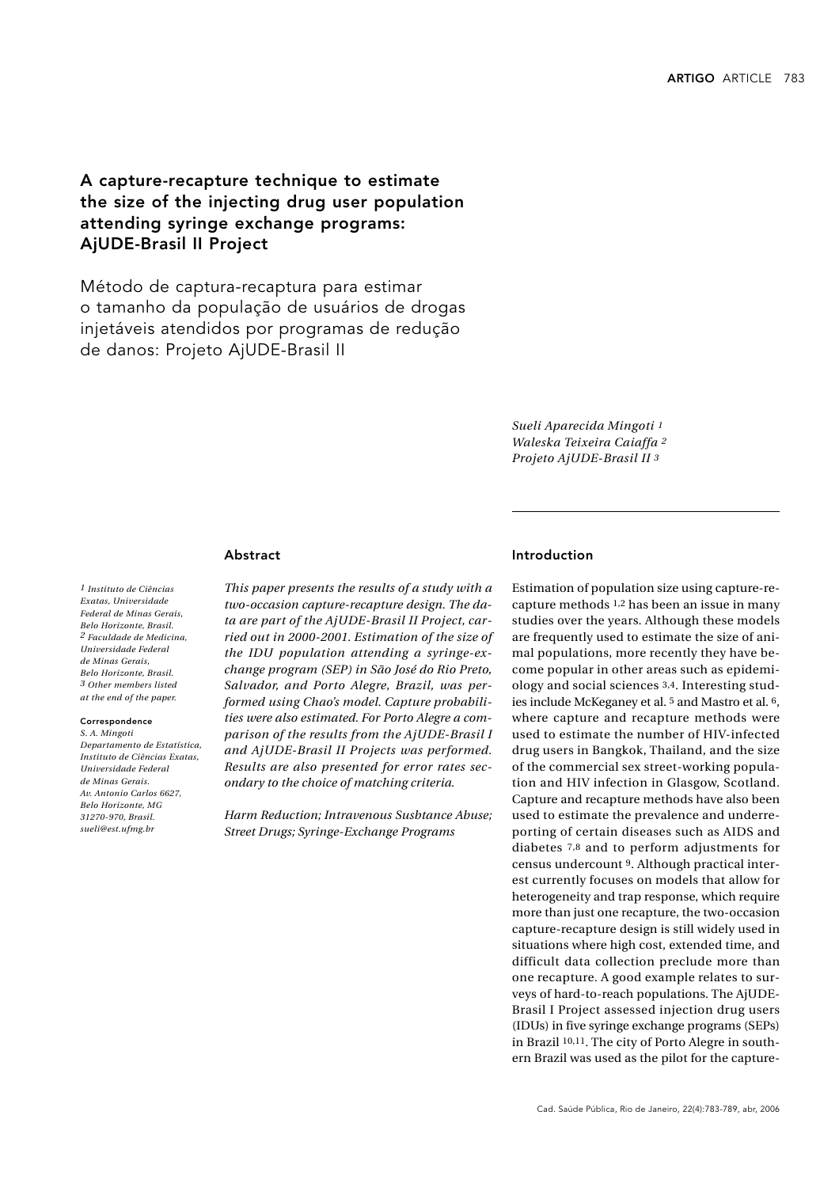# A capture-recapture technique to estimate the size of the injecting drug user population attending syringe exchange programs: AjUDE-Brasil II Project

# Método de captura-recaptura para estimar o tamanho da população de usuários de drogas injetáveis atendidos por programas de redução de danos: Projeto AjUDE-Brasil II

*Sueli Aparecida Mingoti [1]*
*Waleska Teixeira Caiaffa [2]*
*Projeto AjUDE-Brasil II [3]*

[1] Instituto de Ciências Exatas, Universidade Federal de Minas Gerais, Belo Horizonte, Brasil.
[2] Faculdade de Medicina, Universidade Federal de Minas Gerais, Belo Horizonte, Brasil.
[3] Other members listed at the end of the paper.

**Correspondence**
S. A. Mingoti
Departamento de Estatística, Instituto de Ciências Exatas, Universidade Federal de Minas Gerais.
Av. Antonio Carlos 6627, Belo Horizonte, MG 31270-970, Brasil.
sueli@est.ufmg.br

## Abstract

*This paper presents the results of a study with a two-occasion capture-recapture design. The data are part of the AjUDE-Brasil II Project, carried out in 2000-2001. Estimation of the size of the IDU population attending a syringe-exchange program (SEP) in São José do Rio Preto, Salvador, and Porto Alegre, Brazil, was performed using Chao's model. Capture probabilities were also estimated. For Porto Alegre a comparison of the results from the AjUDE-Brasil I and AjUDE-Brasil II Projects was performed. Results are also presented for error rates secondary to the choice of matching criteria.*

*Harm Reduction; Intravenous Susbtance Abuse; Street Drugs; Syringe-Exchange Programs*

## Introduction

Estimation of population size using capture-recapture methods [1,2] has been an issue in many studies over the years. Although these models are frequently used to estimate the size of animal populations, more recently they have become popular in other areas such as epidemiology and social sciences [3,4]. Interesting studies include McKeganey et al. [5] and Mastro et al. [6], where capture and recapture methods were used to estimate the number of HIV-infected drug users in Bangkok, Thailand, and the size of the commercial sex street-working population and HIV infection in Glasgow, Scotland. Capture and recapture methods have also been used to estimate the prevalence and underreporting of certain diseases such as AIDS and diabetes [7,8] and to perform adjustments for census undercount [9]. Although practical interest currently focuses on models that allow for heterogeneity and trap response, which require more than just one recapture, the two-occasion capture-recapture design is still widely used in situations where high cost, extended time, and difficult data collection preclude more than one recapture. A good example relates to surveys of hard-to-reach populations. The AjUDE-Brasil I Project assessed injection drug users (IDUs) in five syringe exchange programs (SEPs) in Brazil [10,11]. The city of Porto Alegre in southern Brazil was used as the pilot for the capture-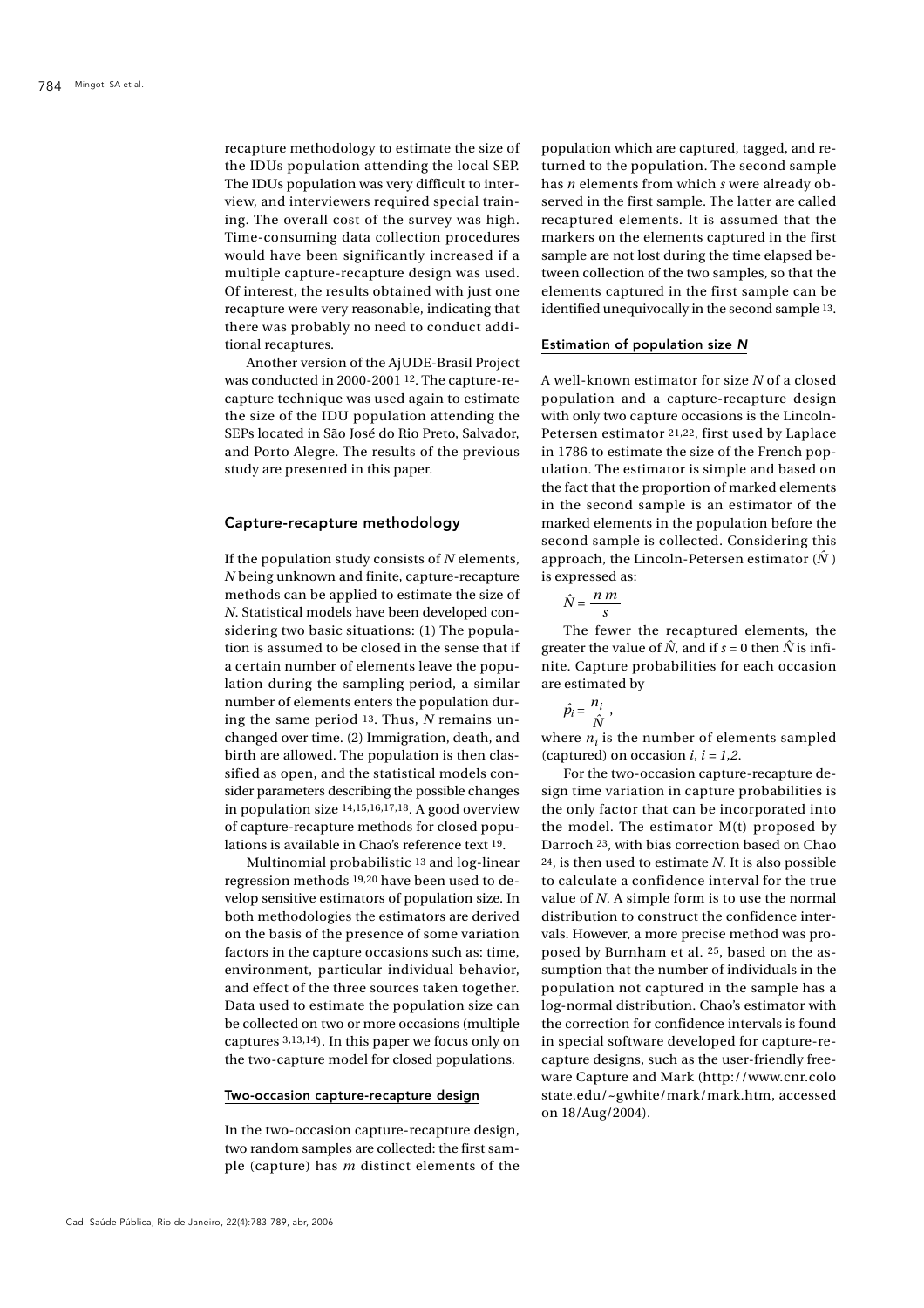recapture methodology to estimate the size of the IDUs population attending the local SEP. The IDUs population was very difficult to interview, and interviewers required special training. The overall cost of the survey was high. Time-consuming data collection procedures would have been significantly increased if a multiple capture-recapture design was used. Of interest, the results obtained with just one recapture were very reasonable, indicating that there was probably no need to conduct additional recaptures.

Another version of the AjUDE-Brasil Project was conducted in 2000-2001 [12]. The capture-recapture technique was used again to estimate the size of the IDU population attending the SEPs located in São José do Rio Preto, Salvador, and Porto Alegre. The results of the previous study are presented in this paper.

## Capture-recapture methodology

If the population study consists of $N$ elements, $N$ being unknown and finite, capture-recapture methods can be applied to estimate the size of $N$. Statistical models have been developed considering two basic situations: (1) The population is assumed to be closed in the sense that if a certain number of elements leave the population during the sampling period, a similar number of elements enters the population during the same period [13]. Thus, $N$ remains unchanged over time. (2) Immigration, death, and birth are allowed. The population is then classified as open, and the statistical models consider parameters describing the possible changes in population size [14,15,16,17,18]. A good overview of capture-recapture methods for closed populations is available in Chao's reference text [19].

Multinomial probabilistic [13] and log-linear regression methods [19,20] have been used to develop sensitive estimators of population size. In both methodologies the estimators are derived on the basis of the presence of some variation factors in the capture occasions such as: time, environment, particular individual behavior, and effect of the three sources taken together. Data used to estimate the population size can be collected on two or more occasions (multiple captures [3,13,14]). In this paper we focus only on the two-capture model for closed populations.

### Two-occasion capture-recapture design

In the two-occasion capture-recapture design, two random samples are collected: the first sample (capture) has $m$ distinct elements of the population which are captured, tagged, and returned to the population. The second sample has $n$ elements from which $s$ were already observed in the first sample. The latter are called recaptured elements. It is assumed that the markers on the elements captured in the first sample are not lost during the time elapsed between collection of the two samples, so that the elements captured in the first sample can be identified unequivocally in the second sample [13].

### Estimation of population size *N*

A well-known estimator for size $N$ of a closed population and a capture-recapture design with only two capture occasions is the Lincoln-Petersen estimator [21,22], first used by Laplace in 1786 to estimate the size of the French population. The estimator is simple and based on the fact that the proportion of marked elements in the second sample is an estimator of the marked elements in the population before the second sample is collected. Considering this approach, the Lincoln-Petersen estimator ($\hat{N}$) is expressed as:

$$\hat{N} = \frac{n\,m}{s}$$

The fewer the recaptured elements, the greater the value of $\hat{N}$, and if $s = 0$ then $\hat{N}$ is infinite. Capture probabilities for each occasion are estimated by

$$\hat{p}_i = \frac{n_i}{\hat{N}},$$

where $n_i$ is the number of elements sampled (captured) on occasion $i$, $i = 1,2$.

For the two-occasion capture-recapture design time variation in capture probabilities is the only factor that can be incorporated into the model. The estimator M(t) proposed by Darroch [23], with bias correction based on Chao [24], is then used to estimate $N$. It is also possible to calculate a confidence interval for the true value of $N$. A simple form is to use the normal distribution to construct the confidence intervals. However, a more precise method was proposed by Burnham et al. [25], based on the assumption that the number of individuals in the population not captured in the sample has a log-normal distribution. Chao's estimator with the correction for confidence intervals is found in special software developed for capture-recapture designs, such as the user-friendly freeware Capture and Mark (http://www.cnr.colostate.edu/~gwhite/mark/mark.htm, accessed on 18/Aug/2004).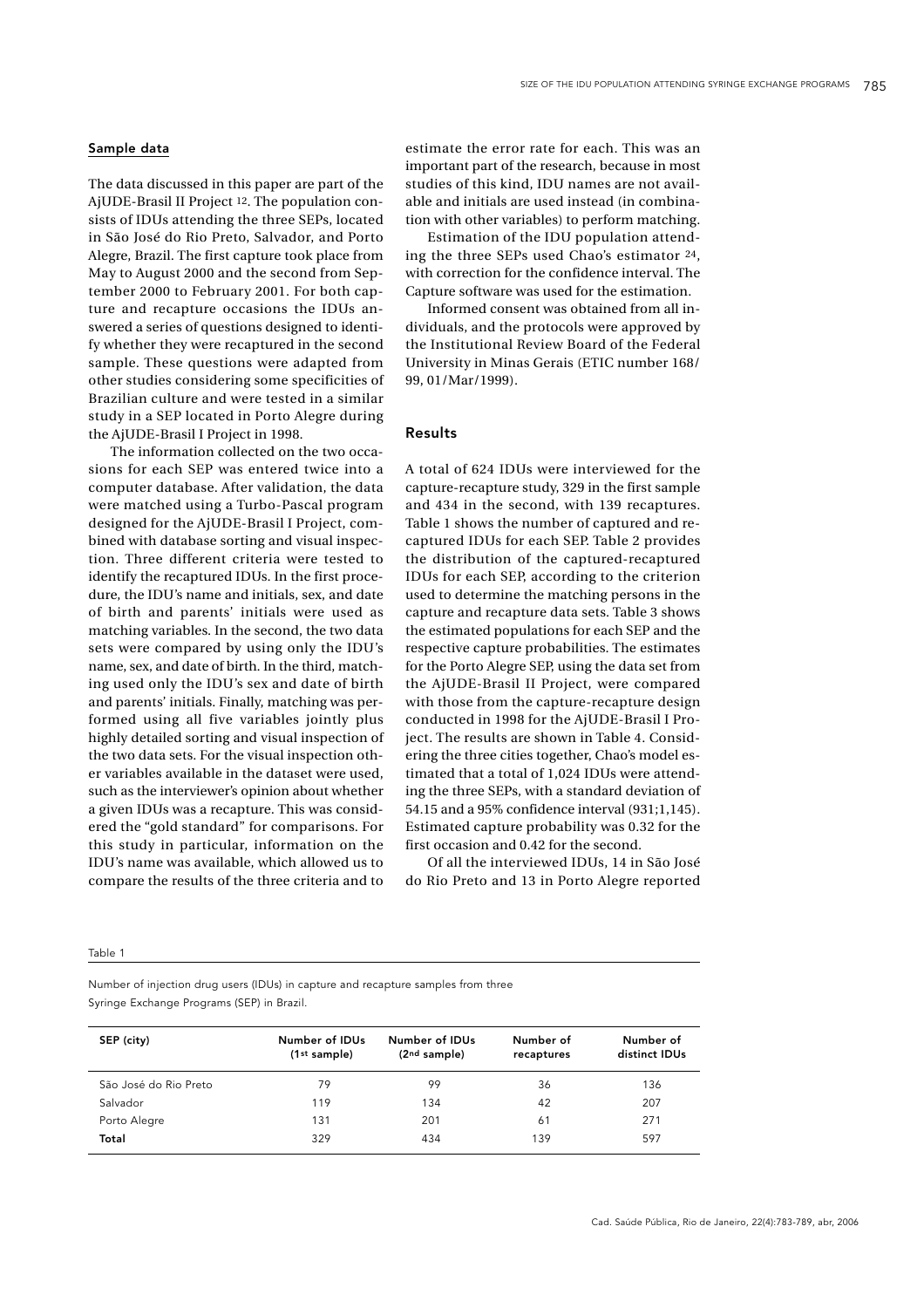## Sample data

The data discussed in this paper are part of the AjUDE-Brasil II Project [12]. The population consists of IDUs attending the three SEPs, located in São José do Rio Preto, Salvador, and Porto Alegre, Brazil. The first capture took place from May to August 2000 and the second from September 2000 to February 2001. For both capture and recapture occasions the IDUs answered a series of questions designed to identify whether they were recaptured in the second sample. These questions were adapted from other studies considering some specificities of Brazilian culture and were tested in a similar study in a SEP located in Porto Alegre during the AjUDE-Brasil I Project in 1998.

The information collected on the two occasions for each SEP was entered twice into a computer database. After validation, the data were matched using a Turbo-Pascal program designed for the AjUDE-Brasil I Project, combined with database sorting and visual inspection. Three different criteria were tested to identify the recaptured IDUs. In the first procedure, the IDU's name and initials, sex, and date of birth and parents' initials were used as matching variables. In the second, the two data sets were compared by using only the IDU's name, sex, and date of birth. In the third, matching used only the IDU's sex and date of birth and parents' initials. Finally, matching was performed using all five variables jointly plus highly detailed sorting and visual inspection of the two data sets. For the visual inspection other variables available in the dataset were used, such as the interviewer's opinion about whether a given IDUs was a recapture. This was considered the "gold standard" for comparisons. For this study in particular, information on the IDU's name was available, which allowed us to compare the results of the three criteria and to estimate the error rate for each. This was an important part of the research, because in most studies of this kind, IDU names are not available and initials are used instead (in combination with other variables) to perform matching.

Estimation of the IDU population attending the three SEPs used Chao's estimator [24], with correction for the confidence interval. The Capture software was used for the estimation.

Informed consent was obtained from all individuals, and the protocols were approved by the Institutional Review Board of the Federal University in Minas Gerais (ETIC number 168/99, 01/Mar/1999).

## Results

A total of 624 IDUs were interviewed for the capture-recapture study, 329 in the first sample and 434 in the second, with 139 recaptures. Table 1 shows the number of captured and recaptured IDUs for each SEP. Table 2 provides the distribution of the captured-recaptured IDUs for each SEP, according to the criterion used to determine the matching persons in the capture and recapture data sets. Table 3 shows the estimated populations for each SEP and the respective capture probabilities. The estimates for the Porto Alegre SEP, using the data set from the AjUDE-Brasil II Project, were compared with those from the capture-recapture design conducted in 1998 for the AjUDE-Brasil I Project. The results are shown in Table 4. Considering the three cities together, Chao's model estimated that a total of 1,024 IDUs were attending the three SEPs, with a standard deviation of 54.15 and a 95% confidence interval (931;1,145). Estimated capture probability was 0.32 for the first occasion and 0.42 for the second.

Of all the interviewed IDUs, 14 in São José do Rio Preto and 13 in Porto Alegre reported

Table 1

Number of injection drug users (IDUs) in capture and recapture samples from three Syringe Exchange Programs (SEP) in Brazil.

| SEP (city) | Number of IDUs (1st sample) | Number of IDUs (2nd sample) | Number of recaptures | Number of distinct IDUs |
|---|---|---|---|---|
| São José do Rio Preto | 79 | 99 | 36 | 136 |
| Salvador | 119 | 134 | 42 | 207 |
| Porto Alegre | 131 | 201 | 61 | 271 |
| **Total** | 329 | 434 | 139 | 597 |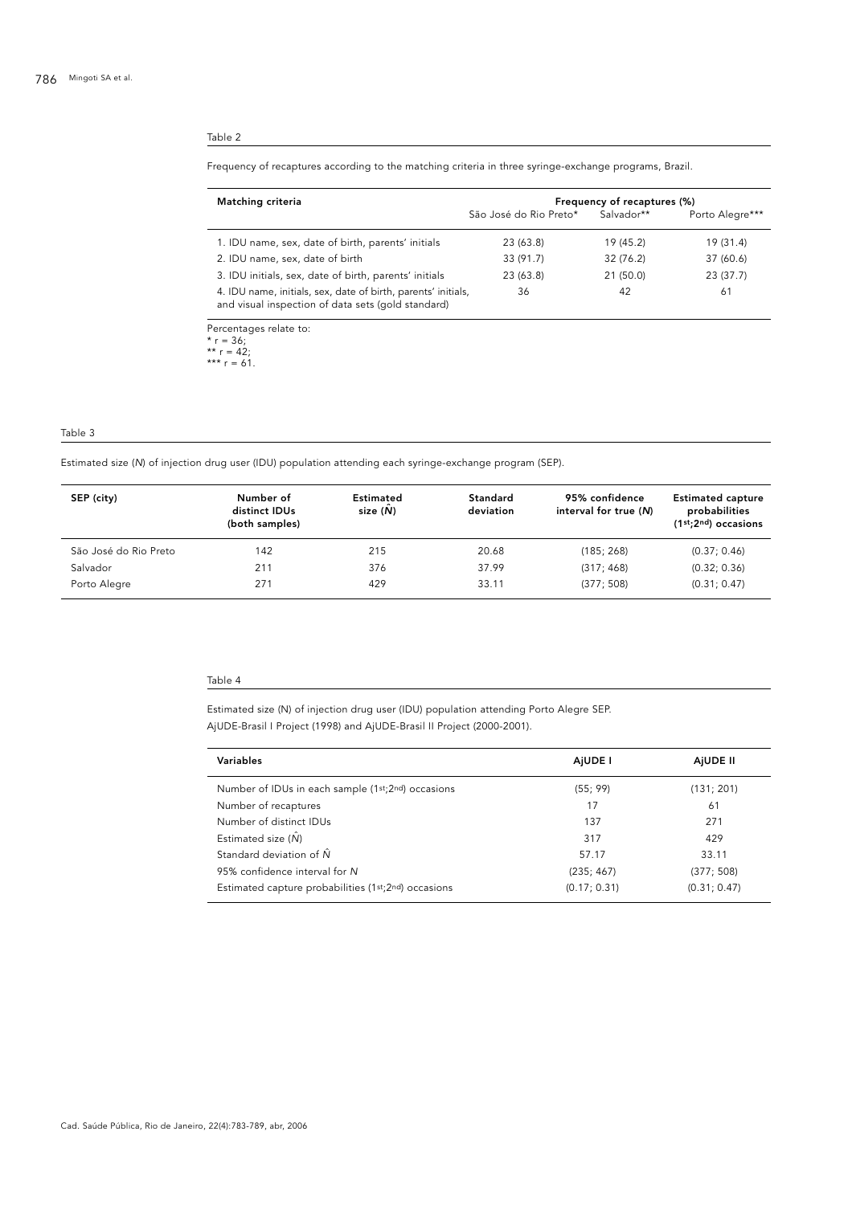Table 2

Frequency of recaptures according to the matching criteria in three syringe-exchange programs, Brazil.

| Matching criteria | Frequency of recaptures (%) | | |
|---|---|---|---|
| | São José do Rio Preto* | Salvador** | Porto Alegre*** |
| 1. IDU name, sex, date of birth, parents' initials | 23 (63.8) | 19 (45.2) | 19 (31.4) |
| 2. IDU name, sex, date of birth | 33 (91.7) | 32 (76.2) | 37 (60.6) |
| 3. IDU initials, sex, date of birth, parents' initials | 23 (63.8) | 21 (50.0) | 23 (37.7) |
| 4. IDU name, initials, sex, date of birth, parents' initials, and visual inspection of data sets (gold standard) | 36 | 42 | 61 |

Percentages relate to:
* r = 36;
** r = 42;
*** r = 61.

Table 3

Estimated size ($N$) of injection drug user (IDU) population attending each syringe-exchange program (SEP).

| SEP (city) | Number of distinct IDUs (both samples) | Estimated size ($\hat{N}$) | Standard deviation | 95% confidence interval for true ($N$) | Estimated capture probabilities (1st;2nd) occasions |
|---|---|---|---|---|---|
| São José do Rio Preto | 142 | 215 | 20.68 | (185; 268) | (0.37; 0.46) |
| Salvador | 211 | 376 | 37.99 | (317; 468) | (0.32; 0.36) |
| Porto Alegre | 271 | 429 | 33.11 | (377; 508) | (0.31; 0.47) |

Table 4

Estimated size (N) of injection drug user (IDU) population attending Porto Alegre SEP.
AjUDE-Brasil I Project (1998) and AjUDE-Brasil II Project (2000-2001).

| Variables | AjUDE I | AjUDE II |
|---|---|---|
| Number of IDUs in each sample (1st;2nd) occasions | (55; 99) | (131; 201) |
| Number of recaptures | 17 | 61 |
| Number of distinct IDUs | 137 | 271 |
| Estimated size ($\hat{N}$) | 317 | 429 |
| Standard deviation of $\hat{N}$ | 57.17 | 33.11 |
| 95% confidence interval for $N$ | (235; 467) | (377; 508) |
| Estimated capture probabilities (1st;2nd) occasions | (0.17; 0.31) | (0.31; 0.47) |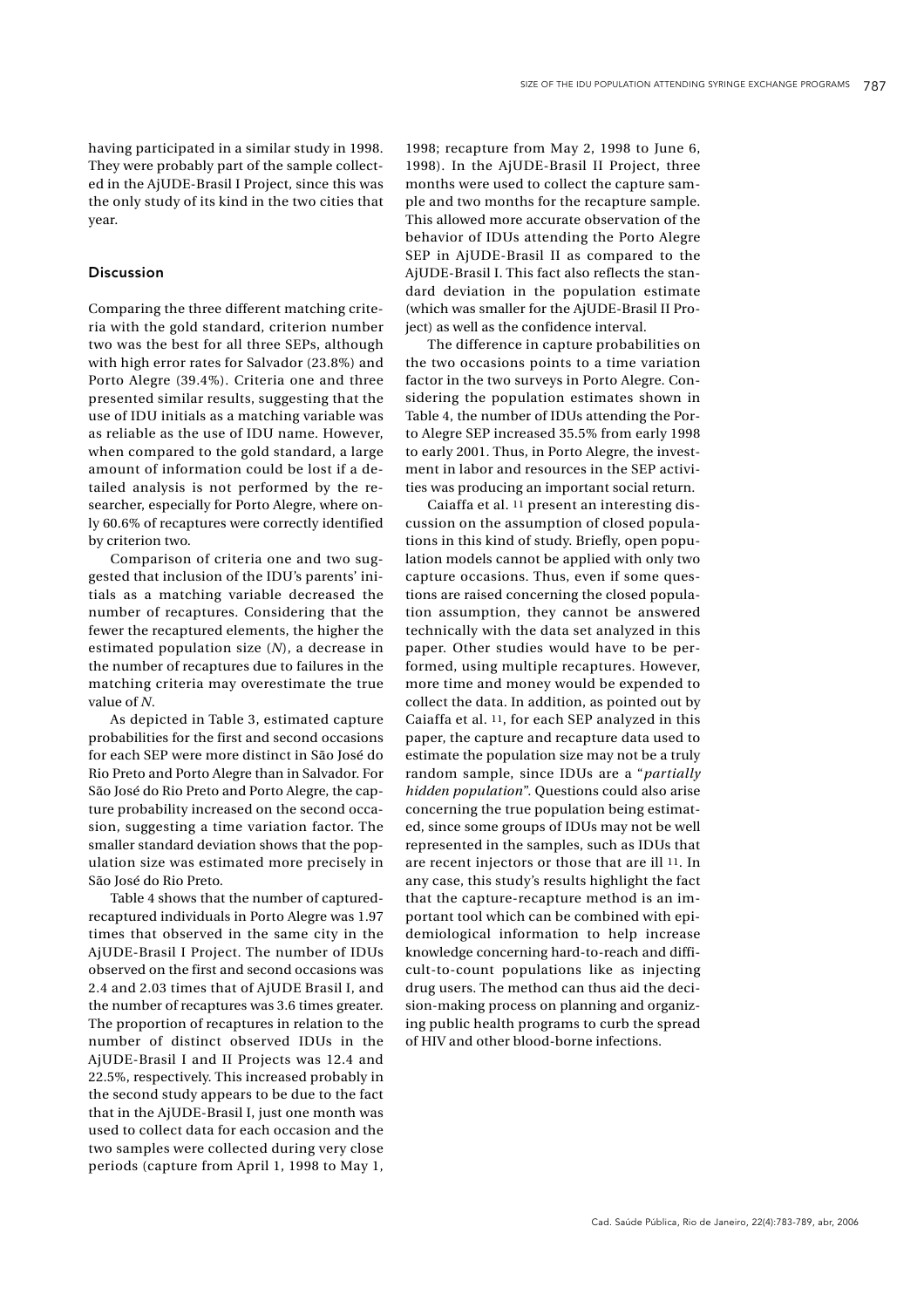having participated in a similar study in 1998. They were probably part of the sample collected in the AjUDE-Brasil I Project, since this was the only study of its kind in the two cities that year.

## Discussion

Comparing the three different matching criteria with the gold standard, criterion number two was the best for all three SEPs, although with high error rates for Salvador (23.8%) and Porto Alegre (39.4%). Criteria one and three presented similar results, suggesting that the use of IDU initials as a matching variable was as reliable as the use of IDU name. However, when compared to the gold standard, a large amount of information could be lost if a detailed analysis is not performed by the researcher, especially for Porto Alegre, where only 60.6% of recaptures were correctly identified by criterion two.

Comparison of criteria one and two suggested that inclusion of the IDU's parents' initials as a matching variable decreased the number of recaptures. Considering that the fewer the recaptured elements, the higher the estimated population size ($N$), a decrease in the number of recaptures due to failures in the matching criteria may overestimate the true value of $N$.

As depicted in Table 3, estimated capture probabilities for the first and second occasions for each SEP were more distinct in São José do Rio Preto and Porto Alegre than in Salvador. For São José do Rio Preto and Porto Alegre, the capture probability increased on the second occasion, suggesting a time variation factor. The smaller standard deviation shows that the population size was estimated more precisely in São José do Rio Preto.

Table 4 shows that the number of captured-recaptured individuals in Porto Alegre was 1.97 times that observed in the same city in the AjUDE-Brasil I Project. The number of IDUs observed on the first and second occasions was 2.4 and 2.03 times that of AjUDE Brasil I, and the number of recaptures was 3.6 times greater. The proportion of recaptures in relation to the number of distinct observed IDUs in the AjUDE-Brasil I and II Projects was 12.4 and 22.5%, respectively. This increased probably in the second study appears to be due to the fact that in the AjUDE-Brasil I, just one month was used to collect data for each occasion and the two samples were collected during very close periods (capture from April 1, 1998 to May 1, 1998; recapture from May 2, 1998 to June 6, 1998). In the AjUDE-Brasil II Project, three months were used to collect the capture sample and two months for the recapture sample. This allowed more accurate observation of the behavior of IDUs attending the Porto Alegre SEP in AjUDE-Brasil II as compared to the AjUDE-Brasil I. This fact also reflects the standard deviation in the population estimate (which was smaller for the AjUDE-Brasil II Project) as well as the confidence interval.

The difference in capture probabilities on the two occasions points to a time variation factor in the two surveys in Porto Alegre. Considering the population estimates shown in Table 4, the number of IDUs attending the Porto Alegre SEP increased 35.5% from early 1998 to early 2001. Thus, in Porto Alegre, the investment in labor and resources in the SEP activities was producing an important social return.

Caiaffa et al. [11] present an interesting discussion on the assumption of closed populations in this kind of study. Briefly, open population models cannot be applied with only two capture occasions. Thus, even if some questions are raised concerning the closed population assumption, they cannot be answered technically with the data set analyzed in this paper. Other studies would have to be performed, using multiple recaptures. However, more time and money would be expended to collect the data. In addition, as pointed out by Caiaffa et al. [11], for each SEP analyzed in this paper, the capture and recapture data used to estimate the population size may not be a truly random sample, since IDUs are a "*partially hidden population*". Questions could also arise concerning the true population being estimated, since some groups of IDUs may not be well represented in the samples, such as IDUs that are recent injectors or those that are ill [11]. In any case, this study's results highlight the fact that the capture-recapture method is an important tool which can be combined with epidemiological information to help increase knowledge concerning hard-to-reach and difficult-to-count populations like as injecting drug users. The method can thus aid the decision-making process on planning and organizing public health programs to curb the spread of HIV and other blood-borne infections.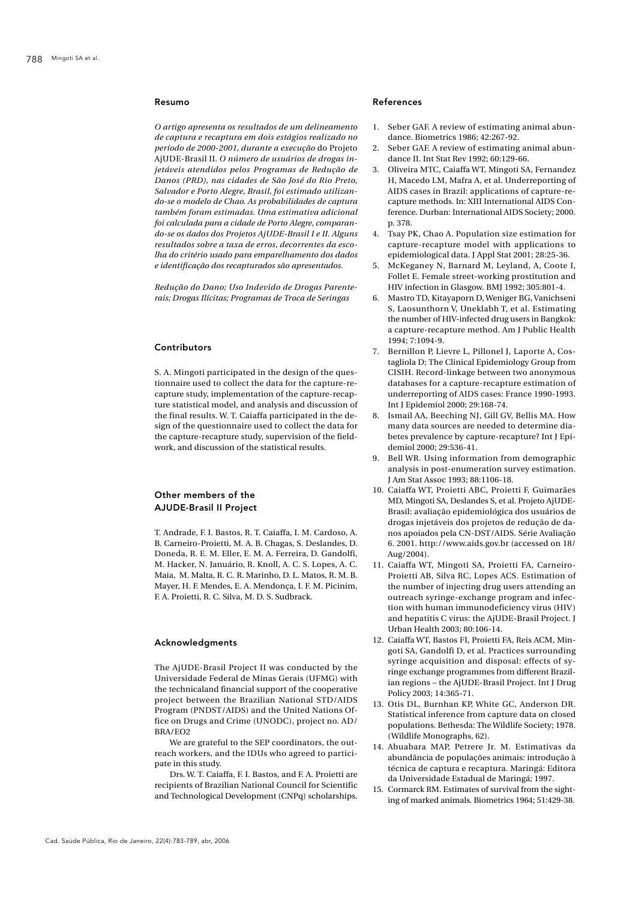## Resumo

*O artigo apresenta os resultados de um delineamento de captura e recaptura em dois estágios realizado no período de 2000-2001, durante a execução* do Projeto AjUDE-Brasil II. *O número de usuários de drogas injetáveis atendidos pelos Programas de Redução de Danos (PRD), nas cidades de São José do Rio Preto, Salvador e Porto Alegre, Brasil, foi estimado utilizando-se o modelo de Chao. As probabilidades de captura também foram estimadas. Uma estimativa adicional foi calculada para a cidade de Porto Alegre, comparando-se os dados dos Projetos AjUDE-Brasil I e II. Alguns resultados sobre a taxa de erros, decorrentes da escolha do critério usado para emparelhamento dos dados e identificação dos recapturados são apresentados.*

*Redução do Dano; Uso Indevido de Drogas Parenterais; Drogas Ilícitas; Programas de Troca de Seringas*

## Contributors

S. A. Mingoti participated in the design of the questionnaire used to collect the data for the capture-recapture study, implementation of the capture-recapture statistical model, and analysis and discussion of the final results. W. T. Caiaffa participated in the design of the questionnaire used to collect the data for the capture-recapture study, supervision of the fieldwork, and discussion of the statistical results.

## Other members of the AJUDE-Brasil II Project

T. Andrade, F. I. Bastos, R. T. Caiaffa, I. M. Cardoso, A. B. Carneiro-Proietti, M. A. B. Chagas, S. Deslandes, D. Doneda, R. E. M. Eller, E. M. A. Ferreira, D. Gandolfi, M. Hacker, N. Januário, R. Knoll, A. C. S. Lopes, A. C. Maia, M. Malta, R. C. R. Marinho, D. L. Matos, R. M. B. Mayer, H. F. Mendes, E. A. Mendonça, I. F. M. Picinim, F. A. Proietti, R. C. Silva, M. D. S. Sudbrack.

## Acknowledgments

The AjUDE-Brasil Project II was conducted by the Universidade Federal de Minas Gerais (UFMG) with the technicaland financial support of the cooperative project between the Brazilian National STD/AIDS Program (PNDST/AIDS) and the United Nations Office on Drugs and Crime (UNODC), project no. AD/BRA/EO2

We are grateful to the SEP coordinators, the outreach workers, and the IDUs who agreed to participate in this study.

Drs. W. T. Caiaffa, F. I. Bastos, and F. A. Proietti are recipients of Brazilian National Council for Scientific and Technological Development (CNPq) scholarships.

## References

1. Seber GAF. A review of estimating animal abundance. Biometrics 1986; 42:267-92.
2. Seber GAF. A review of estimating animal abundance II. Int Stat Rev 1992; 60:129-66.
3. Oliveira MTC, Caiaffa WT, Mingoti SA, Fernandez H, Macedo LM, Mafra A, et al. Underreporting of AIDS cases in Brazil: applications of capture-recapture methods. In: XIII International AIDS Conference. Durban: International AIDS Society; 2000. p. 378.
4. Tsay PK, Chao A. Population size estimation for capture-recapture model with applications to epidemiological data. J Appl Stat 2001; 28:25-36.
5. McKeganey N, Barnard M, Leyland, A, Coote I, Follet E. Female street-working prostitution and HIV infection in Glasgow. BMJ 1992; 305:801-4.
6. Mastro TD, Kitayaporn D, Weniger BG, Vanichseni S, Laosunthorn V, Uneklabh T, et al. Estimating the number of HIV-infected drug users in Bangkok: a capture-recapture method. Am J Public Health 1994; 7:1094-9.
7. Bernillon P, Lievre L, Pillonel J, Laporte A, Costagliola D; The Clinical Epidemiology Group from CISIH. Record-linkage between two anonymous databases for a capture-recapture estimation of underreporting of AIDS cases: France 1990-1993. Int J Epidemiol 2000; 29:168-74.
8. Ismail AA, Beeching NJ, Gill GV, Bellis MA. How many data sources are needed to determine diabetes prevalence by capture-recapture? Int J Epidemiol 2000; 29:536-41.
9. Bell WR. Using information from demographic analysis in post-enumeration survey estimation. J Am Stat Assoc 1993; 88:1106-18.
10. Caiaffa WT, Proietti ABC, Proietti F, Guimarães MD, Mingoti SA, Deslandes S, et al. Projeto AjUDE-Brasil: avaliação epidemiológica dos usuários de drogas injetáveis dos projetos de redução de danos apoiados pela CN-DST/AIDS. Série Avaliação 6. 2001. http://www.aids.gov.br (accessed on 18/Aug/2004).
11. Caiaffa WT, Mingoti SA, Proietti FA, Carneiro-Proietti AB, Silva RC, Lopes ACS. Estimation of the number of injecting drug users attending an outreach syringe-exchange program and infection with human immunodeficiency virus (HIV) and hepatitis C virus: the AjUDE-Brasil Project. J Urban Health 2003; 80:106-14.
12. Caiaffa WT, Bastos FI, Proietti FA, Reis ACM, Mingoti SA, Gandolfi D, et al. Practices surrounding syringe acquisition and disposal: effects of syringe exchange programmes from different Brazilian regions – the AjUDE-Brasil Project. Int J Drug Policy 2003; 14:365-71.
13. Otis DL, Burnhan KP, White GC, Anderson DR. Statistical inference from capture data on closed populations. Bethesda: The Wildlife Society; 1978. (Wildlife Monographs, 62).
14. Abuabara MAP, Petrere Jr. M. Estimativas da abundância de populações animais: introdução à técnica de captura e recaptura. Maringá: Editora da Universidade Estadual de Maringá; 1997.
15. Cormarck RM. Estimates of survival from the sighting of marked animals. Biometrics 1964; 51:429-38.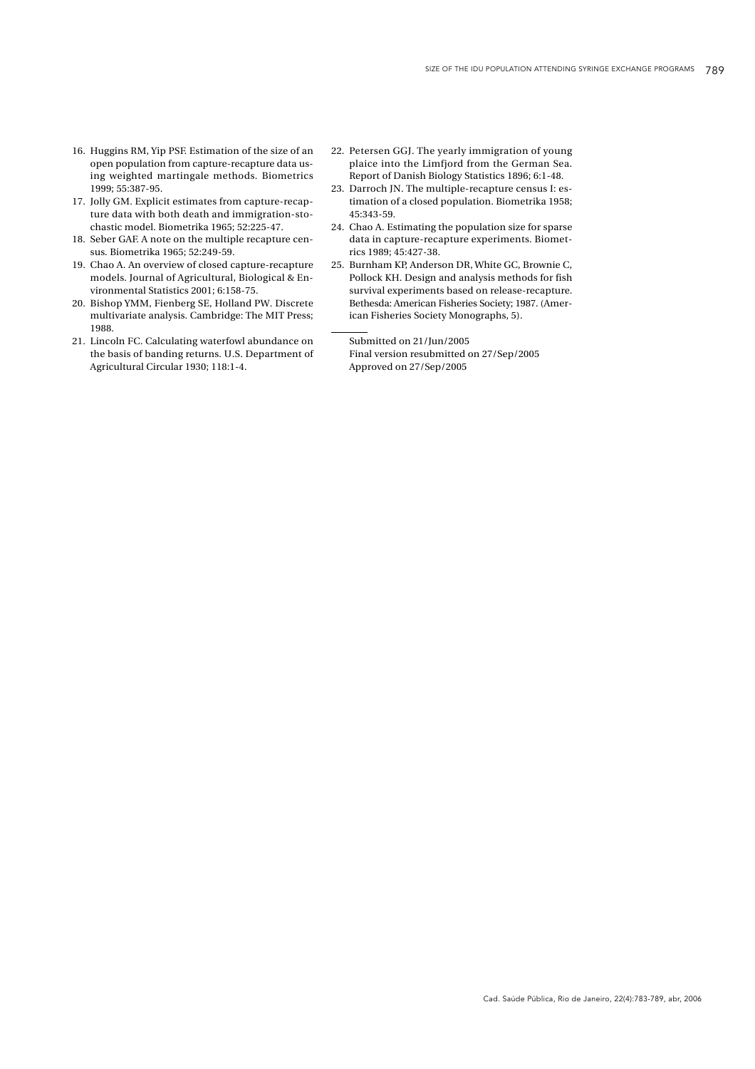16. Huggins RM, Yip PSF. Estimation of the size of an open population from capture-recapture data using weighted martingale methods. Biometrics 1999; 55:387-95.
17. Jolly GM. Explicit estimates from capture-recapture data with both death and immigration-stochastic model. Biometrika 1965; 52:225-47.
18. Seber GAF. A note on the multiple recapture census. Biometrika 1965; 52:249-59.
19. Chao A. An overview of closed capture-recapture models. Journal of Agricultural, Biological & Environmental Statistics 2001; 6:158-75.
20. Bishop YMM, Fienberg SE, Holland PW. Discrete multivariate analysis. Cambridge: The MIT Press; 1988.
21. Lincoln FC. Calculating waterfowl abundance on the basis of banding returns. U.S. Department of Agricultural Circular 1930; 118:1-4.
22. Petersen GGJ. The yearly immigration of young plaice into the Limfjord from the German Sea. Report of Danish Biology Statistics 1896; 6:1-48.
23. Darroch JN. The multiple-recapture census I: estimation of a closed population. Biometrika 1958; 45:343-59.
24. Chao A. Estimating the population size for sparse data in capture-recapture experiments. Biometrics 1989; 45:427-38.
25. Burnham KP, Anderson DR, White GC, Brownie C, Pollock KH. Design and analysis methods for fish survival experiments based on release-recapture. Bethesda: American Fisheries Society; 1987. (American Fisheries Society Monographs, 5).

Submitted on 21/Jun/2005
Final version resubmitted on 27/Sep/2005
Approved on 27/Sep/2005